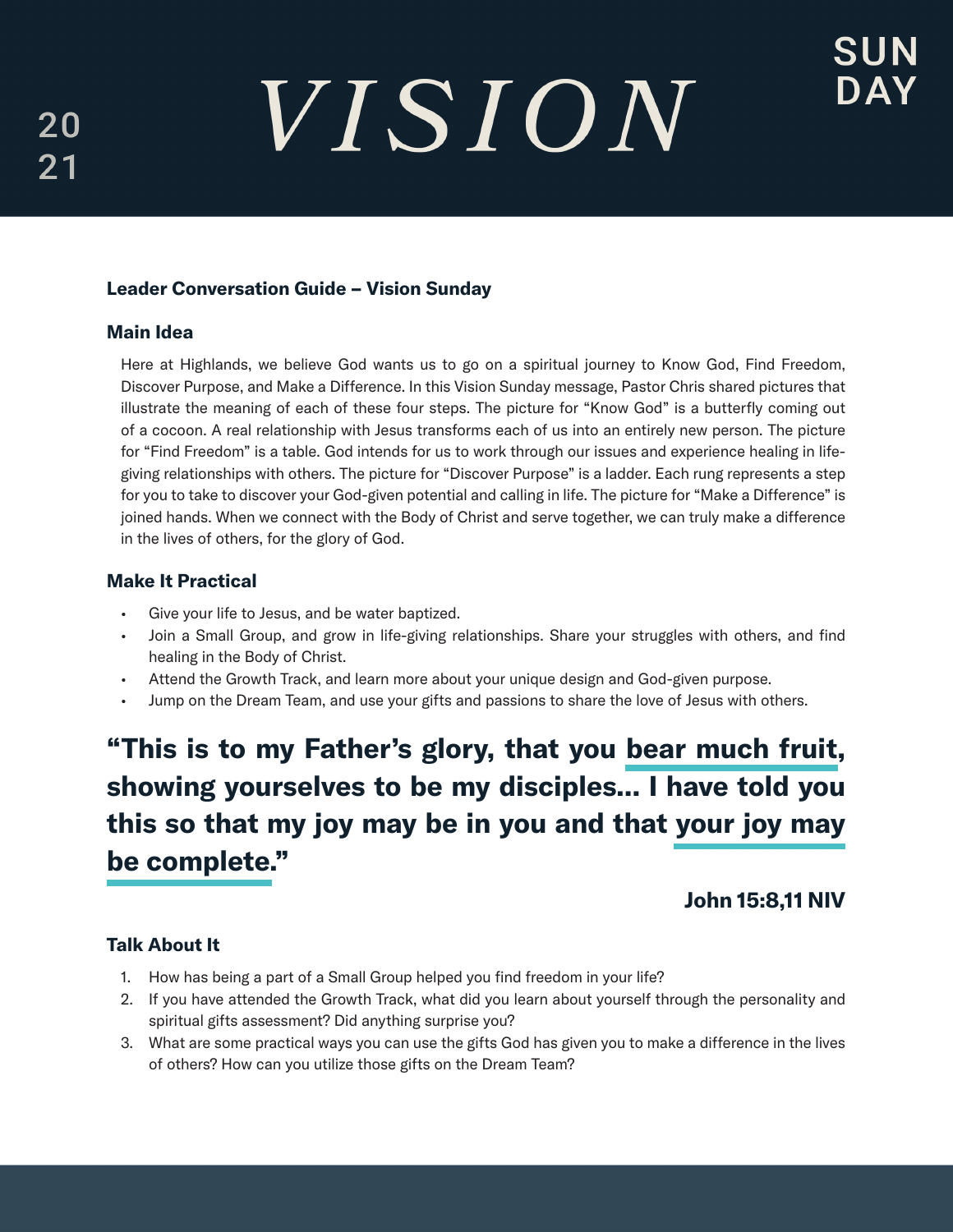2021

# VISION

SUNDAY

**Leader Conversation Guide – Vision Sunday**

### Main Idea

Here at Highlands, we believe God wants us to go on a spiritual journey to Know God, Find Freedom, Discover Purpose, and Make a Difference. In this Vision Sunday message, Pastor Chris shared pictures that illustrate the meaning of each of these four steps. The picture for "Know God" is a butterfly coming out of a cocoon. A real relationship with Jesus transforms each of us into an entirely new person. The picture for "Find Freedom" is a table. God intends for us to work through our issues and experience healing in life-giving relationships with others. The picture for "Discover Purpose" is a ladder. Each rung represents a step for you to take to discover your God-given potential and calling in life. The picture for "Make a Difference" is joined hands. When we connect with the Body of Christ and serve together, we can truly make a difference in the lives of others, for the glory of God.

### Make It Practical

- Give your life to Jesus, and be water baptized.
- Join a Small Group, and grow in life-giving relationships. Share your struggles with others, and find healing in the Body of Christ.
- Attend the Growth Track, and learn more about your unique design and God-given purpose.
- Jump on the Dream Team, and use your gifts and passions to share the love of Jesus with others.

## "This is to my Father's glory, that you bear much fruit, showing yourselves to be my disciples... I have told you this so that my joy may be in you and that your joy may be complete."

**John 15:8,11 NIV**

### Talk About It

1. How has being a part of a Small Group helped you find freedom in your life?
2. If you have attended the Growth Track, what did you learn about yourself through the personality and spiritual gifts assessment? Did anything surprise you?
3. What are some practical ways you can use the gifts God has given you to make a difference in the lives of others? How can you utilize those gifts on the Dream Team?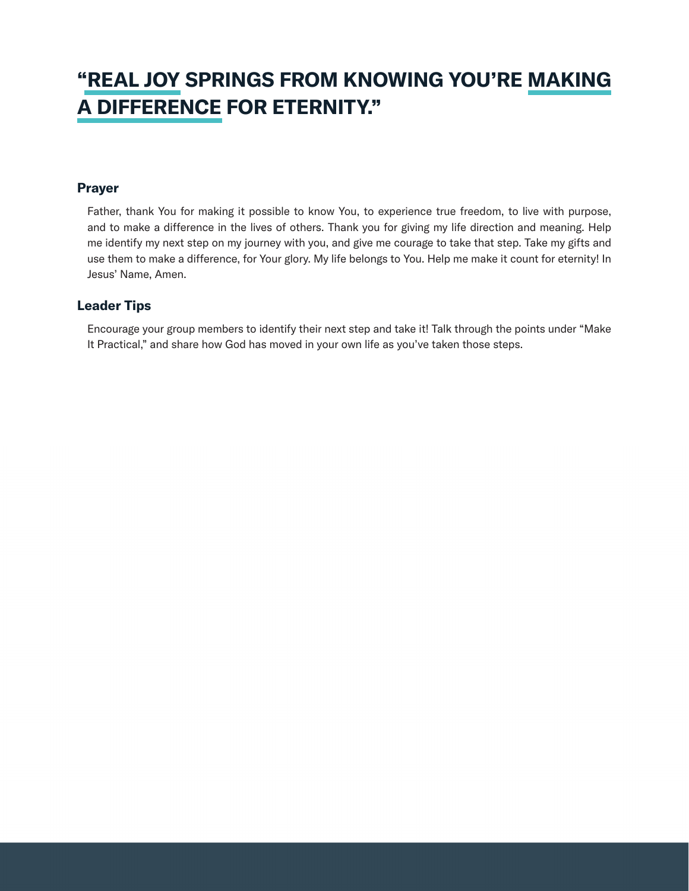# "REAL JOY SPRINGS FROM KNOWING YOU'RE MAKING A DIFFERENCE FOR ETERNITY."

## Prayer

Father, thank You for making it possible to know You, to experience true freedom, to live with purpose, and to make a difference in the lives of others. Thank you for giving my life direction and meaning. Help me identify my next step on my journey with you, and give me courage to take that step. Take my gifts and use them to make a difference, for Your glory. My life belongs to You. Help me make it count for eternity! In Jesus' Name, Amen.

## Leader Tips

Encourage your group members to identify their next step and take it! Talk through the points under "Make It Practical," and share how God has moved in your own life as you've taken those steps.